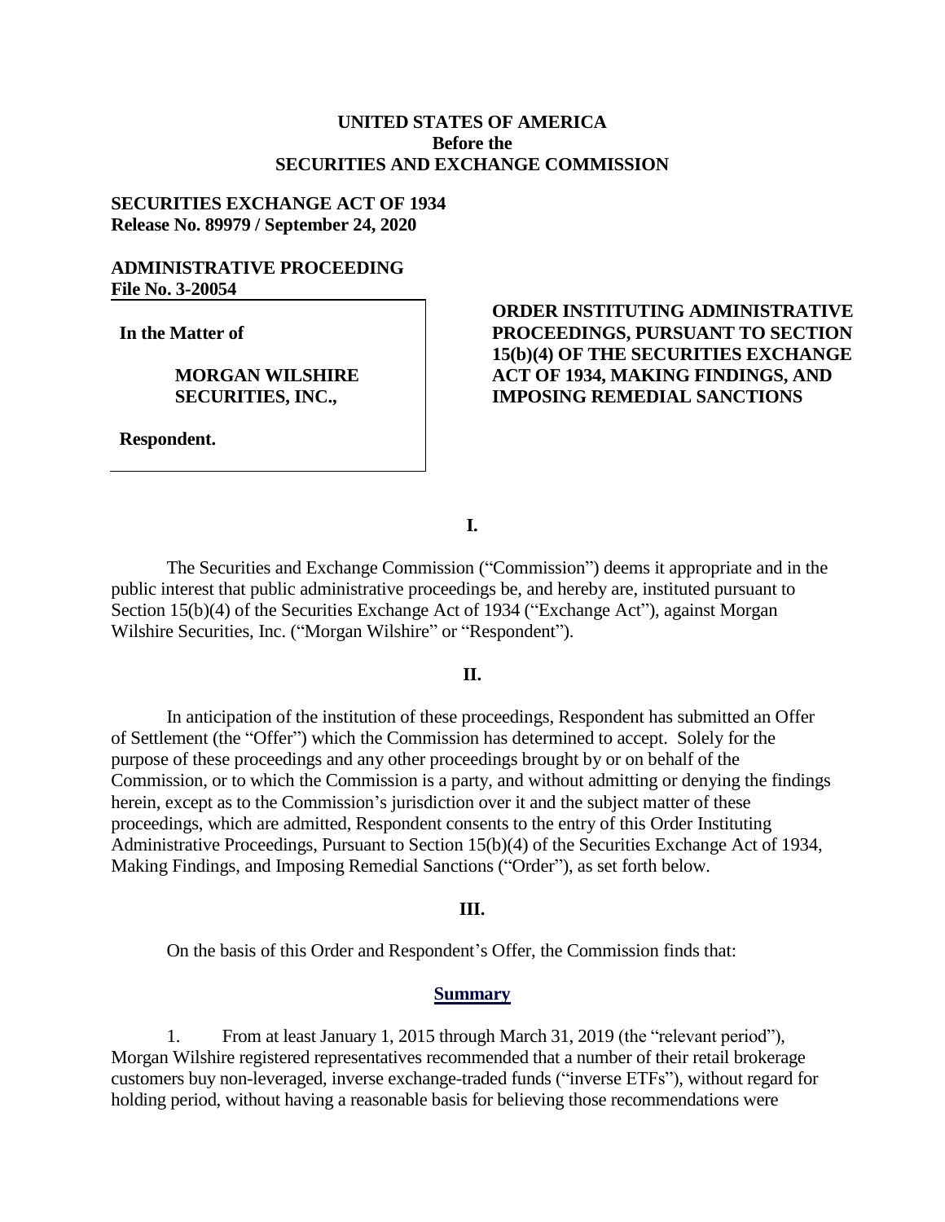**UNITED STATES OF AMERICA**
**Before the**
**SECURITIES AND EXCHANGE COMMISSION**

**SECURITIES EXCHANGE ACT OF 1934**
**Release No. 89979 / September 24, 2020**

**ADMINISTRATIVE PROCEEDING**
**File No. 3-20054**

**In the Matter of**

**MORGAN WILSHIRE SECURITIES, INC.,**

**Respondent.**

**ORDER INSTITUTING ADMINISTRATIVE PROCEEDINGS, PURSUANT TO SECTION 15(b)(4) OF THE SECURITIES EXCHANGE ACT OF 1934, MAKING FINDINGS, AND IMPOSING REMEDIAL SANCTIONS**

**I.**

The Securities and Exchange Commission ("Commission") deems it appropriate and in the public interest that public administrative proceedings be, and hereby are, instituted pursuant to Section 15(b)(4) of the Securities Exchange Act of 1934 ("Exchange Act"), against Morgan Wilshire Securities, Inc. ("Morgan Wilshire" or "Respondent").

**II.**

In anticipation of the institution of these proceedings, Respondent has submitted an Offer of Settlement (the "Offer") which the Commission has determined to accept. Solely for the purpose of these proceedings and any other proceedings brought by or on behalf of the Commission, or to which the Commission is a party, and without admitting or denying the findings herein, except as to the Commission's jurisdiction over it and the subject matter of these proceedings, which are admitted, Respondent consents to the entry of this Order Instituting Administrative Proceedings, Pursuant to Section 15(b)(4) of the Securities Exchange Act of 1934, Making Findings, and Imposing Remedial Sanctions ("Order"), as set forth below.

**III.**

On the basis of this Order and Respondent's Offer, the Commission finds that:

**Summary**

1. From at least January 1, 2015 through March 31, 2019 (the "relevant period"), Morgan Wilshire registered representatives recommended that a number of their retail brokerage customers buy non-leveraged, inverse exchange-traded funds ("inverse ETFs"), without regard for holding period, without having a reasonable basis for believing those recommendations were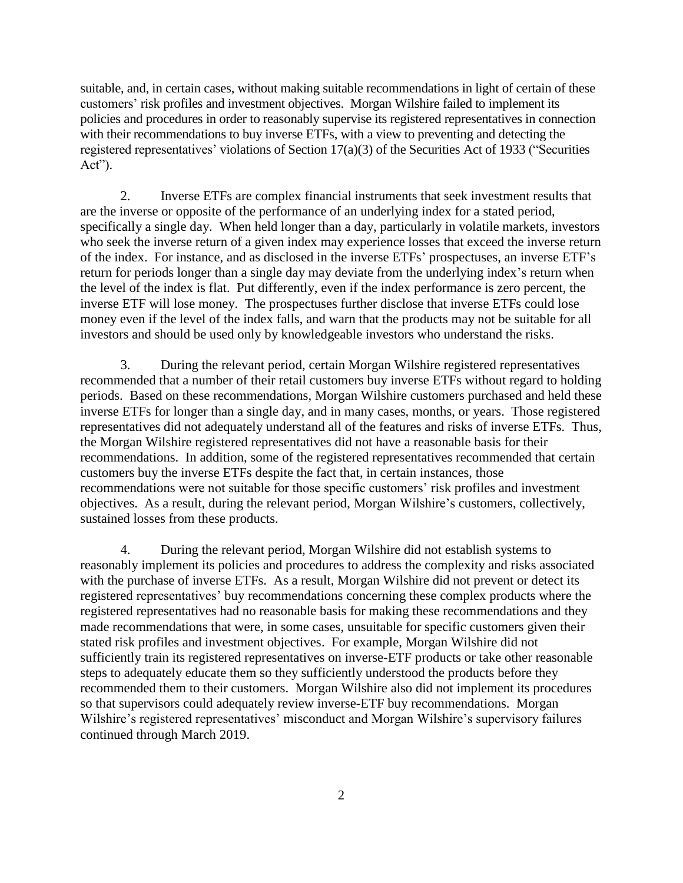suitable, and, in certain cases, without making suitable recommendations in light of certain of these customers' risk profiles and investment objectives. Morgan Wilshire failed to implement its policies and procedures in order to reasonably supervise its registered representatives in connection with their recommendations to buy inverse ETFs, with a view to preventing and detecting the registered representatives' violations of Section 17(a)(3) of the Securities Act of 1933 ("Securities Act").

2. Inverse ETFs are complex financial instruments that seek investment results that are the inverse or opposite of the performance of an underlying index for a stated period, specifically a single day. When held longer than a day, particularly in volatile markets, investors who seek the inverse return of a given index may experience losses that exceed the inverse return of the index. For instance, and as disclosed in the inverse ETFs' prospectuses, an inverse ETF's return for periods longer than a single day may deviate from the underlying index's return when the level of the index is flat. Put differently, even if the index performance is zero percent, the inverse ETF will lose money. The prospectuses further disclose that inverse ETFs could lose money even if the level of the index falls, and warn that the products may not be suitable for all investors and should be used only by knowledgeable investors who understand the risks.

3. During the relevant period, certain Morgan Wilshire registered representatives recommended that a number of their retail customers buy inverse ETFs without regard to holding periods. Based on these recommendations, Morgan Wilshire customers purchased and held these inverse ETFs for longer than a single day, and in many cases, months, or years. Those registered representatives did not adequately understand all of the features and risks of inverse ETFs. Thus, the Morgan Wilshire registered representatives did not have a reasonable basis for their recommendations. In addition, some of the registered representatives recommended that certain customers buy the inverse ETFs despite the fact that, in certain instances, those recommendations were not suitable for those specific customers' risk profiles and investment objectives. As a result, during the relevant period, Morgan Wilshire's customers, collectively, sustained losses from these products.

4. During the relevant period, Morgan Wilshire did not establish systems to reasonably implement its policies and procedures to address the complexity and risks associated with the purchase of inverse ETFs. As a result, Morgan Wilshire did not prevent or detect its registered representatives' buy recommendations concerning these complex products where the registered representatives had no reasonable basis for making these recommendations and they made recommendations that were, in some cases, unsuitable for specific customers given their stated risk profiles and investment objectives. For example, Morgan Wilshire did not sufficiently train its registered representatives on inverse-ETF products or take other reasonable steps to adequately educate them so they sufficiently understood the products before they recommended them to their customers. Morgan Wilshire also did not implement its procedures so that supervisors could adequately review inverse-ETF buy recommendations. Morgan Wilshire's registered representatives' misconduct and Morgan Wilshire's supervisory failures continued through March 2019.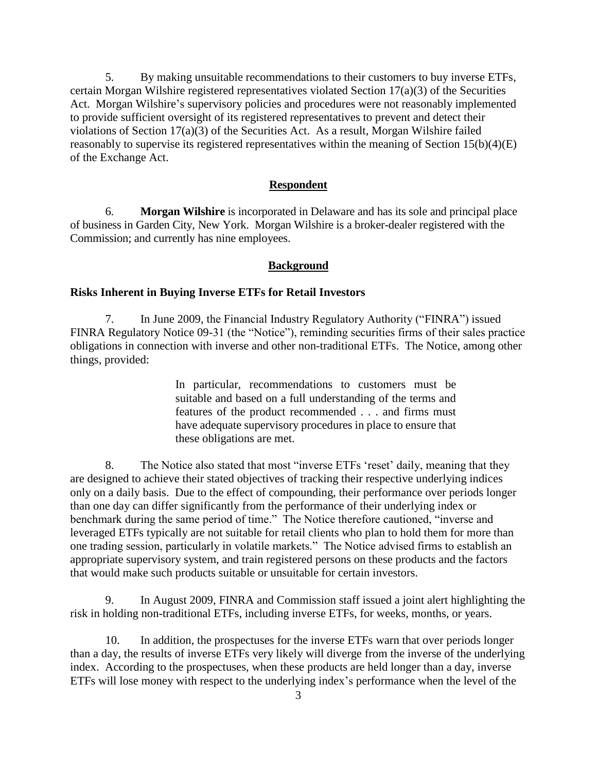5. By making unsuitable recommendations to their customers to buy inverse ETFs, certain Morgan Wilshire registered representatives violated Section 17(a)(3) of the Securities Act. Morgan Wilshire's supervisory policies and procedures were not reasonably implemented to provide sufficient oversight of its registered representatives to prevent and detect their violations of Section 17(a)(3) of the Securities Act. As a result, Morgan Wilshire failed reasonably to supervise its registered representatives within the meaning of Section 15(b)(4)(E) of the Exchange Act.

## Respondent

6. **Morgan Wilshire** is incorporated in Delaware and has its sole and principal place of business in Garden City, New York. Morgan Wilshire is a broker-dealer registered with the Commission; and currently has nine employees.

## Background

### Risks Inherent in Buying Inverse ETFs for Retail Investors

7. In June 2009, the Financial Industry Regulatory Authority ("FINRA") issued FINRA Regulatory Notice 09-31 (the "Notice"), reminding securities firms of their sales practice obligations in connection with inverse and other non-traditional ETFs. The Notice, among other things, provided:

> In particular, recommendations to customers must be suitable and based on a full understanding of the terms and features of the product recommended . . . and firms must have adequate supervisory procedures in place to ensure that these obligations are met.

8. The Notice also stated that most "inverse ETFs 'reset' daily, meaning that they are designed to achieve their stated objectives of tracking their respective underlying indices only on a daily basis. Due to the effect of compounding, their performance over periods longer than one day can differ significantly from the performance of their underlying index or benchmark during the same period of time." The Notice therefore cautioned, "inverse and leveraged ETFs typically are not suitable for retail clients who plan to hold them for more than one trading session, particularly in volatile markets." The Notice advised firms to establish an appropriate supervisory system, and train registered persons on these products and the factors that would make such products suitable or unsuitable for certain investors.

9. In August 2009, FINRA and Commission staff issued a joint alert highlighting the risk in holding non-traditional ETFs, including inverse ETFs, for weeks, months, or years.

10. In addition, the prospectuses for the inverse ETFs warn that over periods longer than a day, the results of inverse ETFs very likely will diverge from the inverse of the underlying index. According to the prospectuses, when these products are held longer than a day, inverse ETFs will lose money with respect to the underlying index's performance when the level of the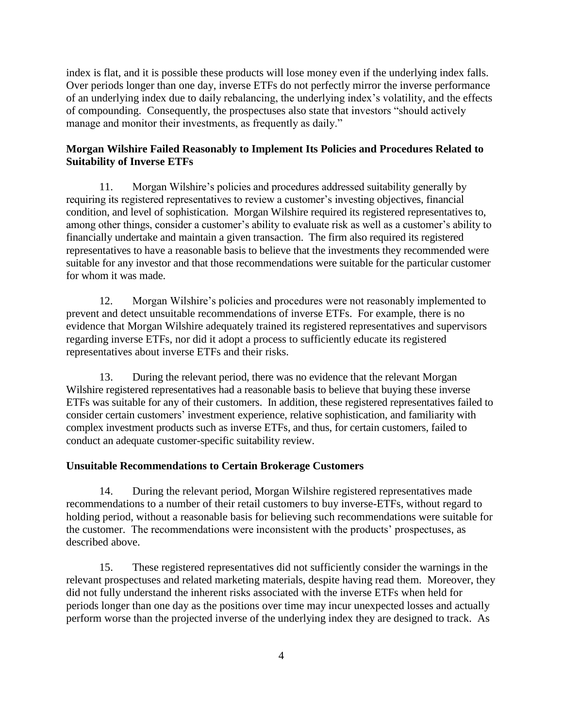index is flat, and it is possible these products will lose money even if the underlying index falls. Over periods longer than one day, inverse ETFs do not perfectly mirror the inverse performance of an underlying index due to daily rebalancing, the underlying index's volatility, and the effects of compounding. Consequently, the prospectuses also state that investors "should actively manage and monitor their investments, as frequently as daily."

**Morgan Wilshire Failed Reasonably to Implement Its Policies and Procedures Related to Suitability of Inverse ETFs**

11. Morgan Wilshire's policies and procedures addressed suitability generally by requiring its registered representatives to review a customer's investing objectives, financial condition, and level of sophistication. Morgan Wilshire required its registered representatives to, among other things, consider a customer's ability to evaluate risk as well as a customer's ability to financially undertake and maintain a given transaction. The firm also required its registered representatives to have a reasonable basis to believe that the investments they recommended were suitable for any investor and that those recommendations were suitable for the particular customer for whom it was made.

12. Morgan Wilshire's policies and procedures were not reasonably implemented to prevent and detect unsuitable recommendations of inverse ETFs. For example, there is no evidence that Morgan Wilshire adequately trained its registered representatives and supervisors regarding inverse ETFs, nor did it adopt a process to sufficiently educate its registered representatives about inverse ETFs and their risks.

13. During the relevant period, there was no evidence that the relevant Morgan Wilshire registered representatives had a reasonable basis to believe that buying these inverse ETFs was suitable for any of their customers. In addition, these registered representatives failed to consider certain customers' investment experience, relative sophistication, and familiarity with complex investment products such as inverse ETFs, and thus, for certain customers, failed to conduct an adequate customer-specific suitability review.

**Unsuitable Recommendations to Certain Brokerage Customers**

14. During the relevant period, Morgan Wilshire registered representatives made recommendations to a number of their retail customers to buy inverse-ETFs, without regard to holding period, without a reasonable basis for believing such recommendations were suitable for the customer. The recommendations were inconsistent with the products' prospectuses, as described above.

15. These registered representatives did not sufficiently consider the warnings in the relevant prospectuses and related marketing materials, despite having read them. Moreover, they did not fully understand the inherent risks associated with the inverse ETFs when held for periods longer than one day as the positions over time may incur unexpected losses and actually perform worse than the projected inverse of the underlying index they are designed to track. As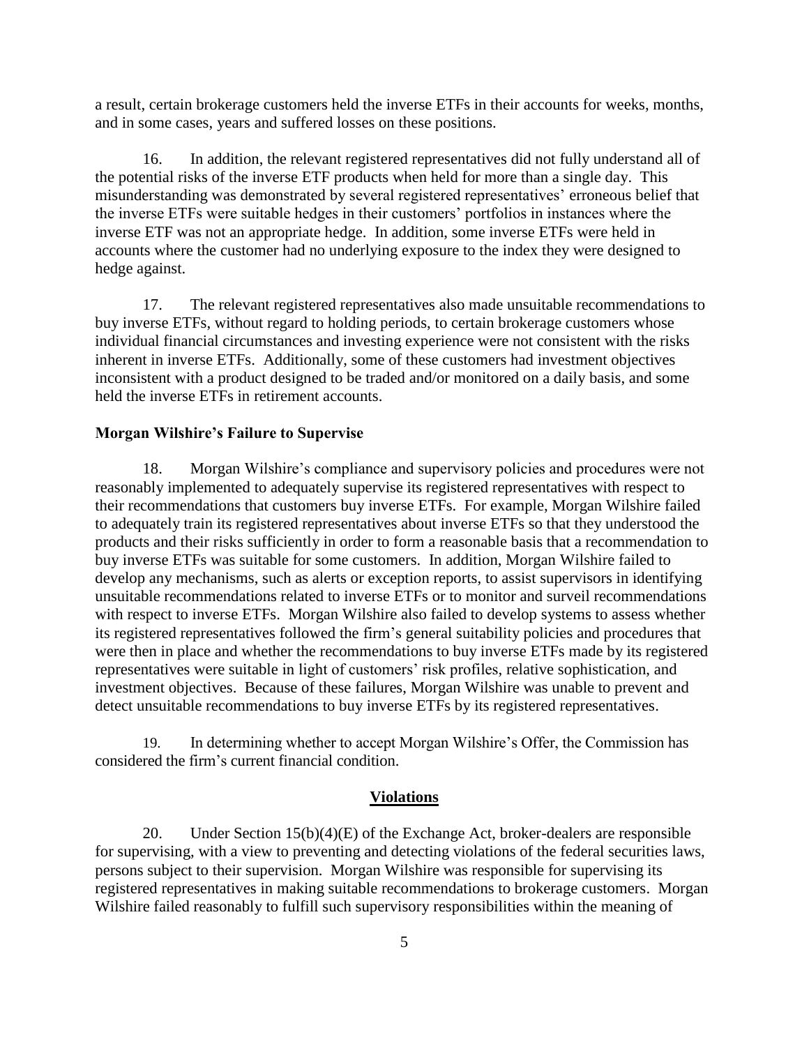a result, certain brokerage customers held the inverse ETFs in their accounts for weeks, months, and in some cases, years and suffered losses on these positions.

16. In addition, the relevant registered representatives did not fully understand all of the potential risks of the inverse ETF products when held for more than a single day. This misunderstanding was demonstrated by several registered representatives' erroneous belief that the inverse ETFs were suitable hedges in their customers' portfolios in instances where the inverse ETF was not an appropriate hedge. In addition, some inverse ETFs were held in accounts where the customer had no underlying exposure to the index they were designed to hedge against.

17. The relevant registered representatives also made unsuitable recommendations to buy inverse ETFs, without regard to holding periods, to certain brokerage customers whose individual financial circumstances and investing experience were not consistent with the risks inherent in inverse ETFs. Additionally, some of these customers had investment objectives inconsistent with a product designed to be traded and/or monitored on a daily basis, and some held the inverse ETFs in retirement accounts.

**Morgan Wilshire's Failure to Supervise**

18. Morgan Wilshire's compliance and supervisory policies and procedures were not reasonably implemented to adequately supervise its registered representatives with respect to their recommendations that customers buy inverse ETFs. For example, Morgan Wilshire failed to adequately train its registered representatives about inverse ETFs so that they understood the products and their risks sufficiently in order to form a reasonable basis that a recommendation to buy inverse ETFs was suitable for some customers. In addition, Morgan Wilshire failed to develop any mechanisms, such as alerts or exception reports, to assist supervisors in identifying unsuitable recommendations related to inverse ETFs or to monitor and surveil recommendations with respect to inverse ETFs. Morgan Wilshire also failed to develop systems to assess whether its registered representatives followed the firm's general suitability policies and procedures that were then in place and whether the recommendations to buy inverse ETFs made by its registered representatives were suitable in light of customers' risk profiles, relative sophistication, and investment objectives. Because of these failures, Morgan Wilshire was unable to prevent and detect unsuitable recommendations to buy inverse ETFs by its registered representatives.

19. In determining whether to accept Morgan Wilshire's Offer, the Commission has considered the firm's current financial condition.

**Violations**

20. Under Section 15(b)(4)(E) of the Exchange Act, broker-dealers are responsible for supervising, with a view to preventing and detecting violations of the federal securities laws, persons subject to their supervision. Morgan Wilshire was responsible for supervising its registered representatives in making suitable recommendations to brokerage customers. Morgan Wilshire failed reasonably to fulfill such supervisory responsibilities within the meaning of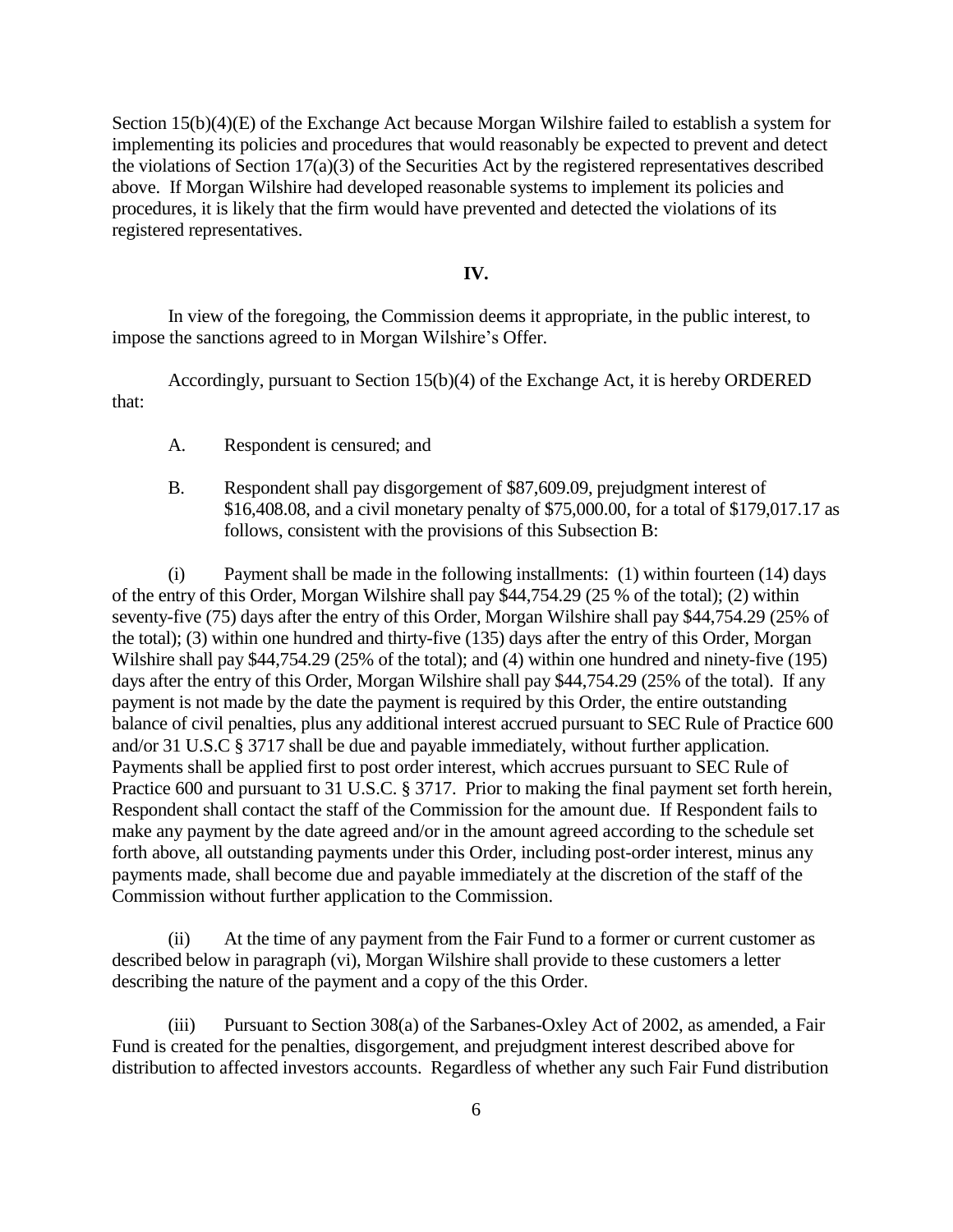Section 15(b)(4)(E) of the Exchange Act because Morgan Wilshire failed to establish a system for implementing its policies and procedures that would reasonably be expected to prevent and detect the violations of Section 17(a)(3) of the Securities Act by the registered representatives described above. If Morgan Wilshire had developed reasonable systems to implement its policies and procedures, it is likely that the firm would have prevented and detected the violations of its registered representatives.

## IV.

In view of the foregoing, the Commission deems it appropriate, in the public interest, to impose the sanctions agreed to in Morgan Wilshire's Offer.

Accordingly, pursuant to Section 15(b)(4) of the Exchange Act, it is hereby ORDERED that:

A. Respondent is censured; and

B. Respondent shall pay disgorgement of $87,609.09, prejudgment interest of $16,408.08, and a civil monetary penalty of $75,000.00, for a total of $179,017.17 as follows, consistent with the provisions of this Subsection B:

(i) Payment shall be made in the following installments: (1) within fourteen (14) days of the entry of this Order, Morgan Wilshire shall pay $44,754.29 (25 % of the total); (2) within seventy-five (75) days after the entry of this Order, Morgan Wilshire shall pay $44,754.29 (25% of the total); (3) within one hundred and thirty-five (135) days after the entry of this Order, Morgan Wilshire shall pay $44,754.29 (25% of the total); and (4) within one hundred and ninety-five (195) days after the entry of this Order, Morgan Wilshire shall pay $44,754.29 (25% of the total). If any payment is not made by the date the payment is required by this Order, the entire outstanding balance of civil penalties, plus any additional interest accrued pursuant to SEC Rule of Practice 600 and/or 31 U.S.C § 3717 shall be due and payable immediately, without further application. Payments shall be applied first to post order interest, which accrues pursuant to SEC Rule of Practice 600 and pursuant to 31 U.S.C. § 3717. Prior to making the final payment set forth herein, Respondent shall contact the staff of the Commission for the amount due. If Respondent fails to make any payment by the date agreed and/or in the amount agreed according to the schedule set forth above, all outstanding payments under this Order, including post-order interest, minus any payments made, shall become due and payable immediately at the discretion of the staff of the Commission without further application to the Commission.

(ii) At the time of any payment from the Fair Fund to a former or current customer as described below in paragraph (vi), Morgan Wilshire shall provide to these customers a letter describing the nature of the payment and a copy of the this Order.

(iii) Pursuant to Section 308(a) of the Sarbanes-Oxley Act of 2002, as amended, a Fair Fund is created for the penalties, disgorgement, and prejudgment interest described above for distribution to affected investors accounts. Regardless of whether any such Fair Fund distribution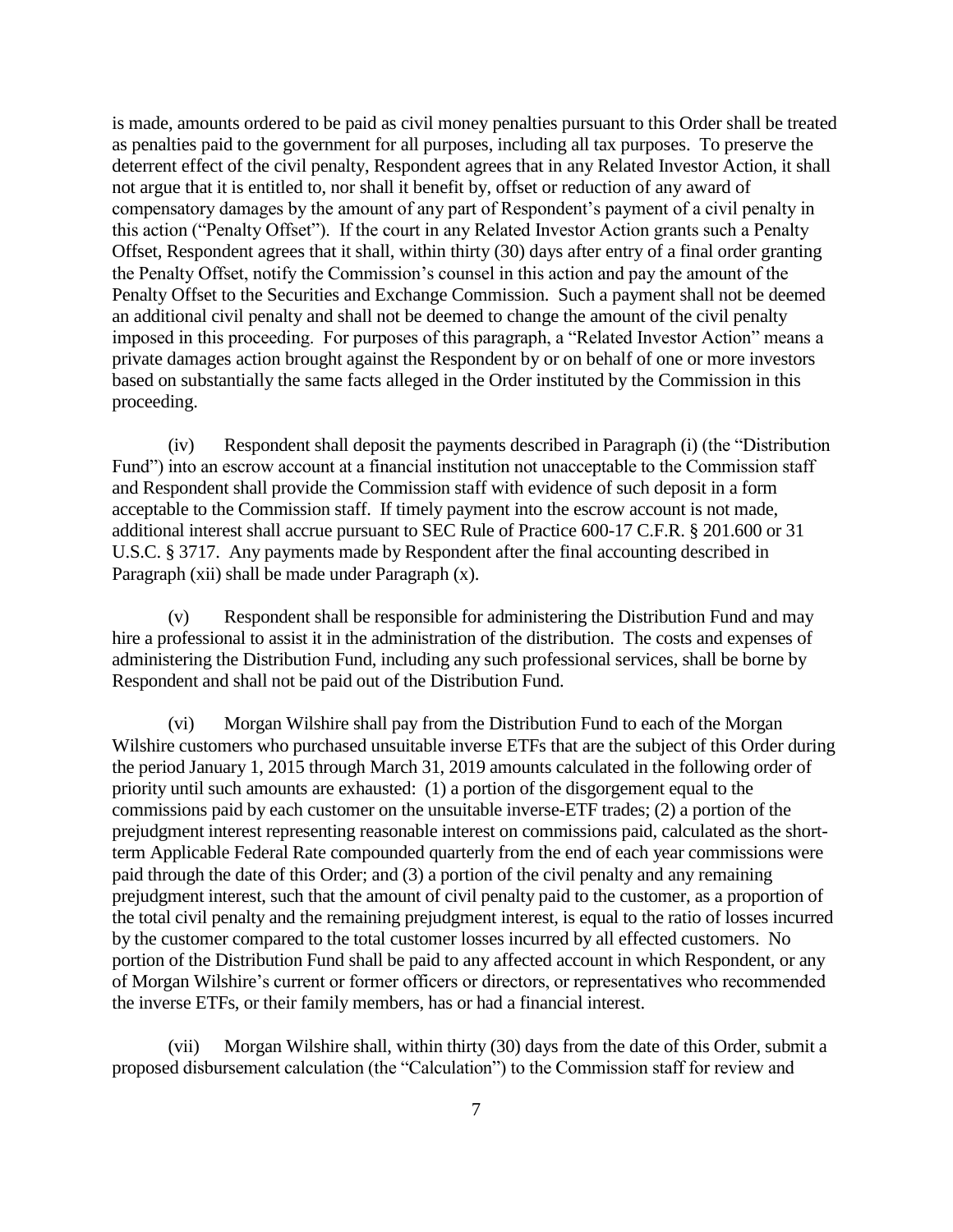is made, amounts ordered to be paid as civil money penalties pursuant to this Order shall be treated as penalties paid to the government for all purposes, including all tax purposes. To preserve the deterrent effect of the civil penalty, Respondent agrees that in any Related Investor Action, it shall not argue that it is entitled to, nor shall it benefit by, offset or reduction of any award of compensatory damages by the amount of any part of Respondent's payment of a civil penalty in this action ("Penalty Offset"). If the court in any Related Investor Action grants such a Penalty Offset, Respondent agrees that it shall, within thirty (30) days after entry of a final order granting the Penalty Offset, notify the Commission's counsel in this action and pay the amount of the Penalty Offset to the Securities and Exchange Commission. Such a payment shall not be deemed an additional civil penalty and shall not be deemed to change the amount of the civil penalty imposed in this proceeding. For purposes of this paragraph, a "Related Investor Action" means a private damages action brought against the Respondent by or on behalf of one or more investors based on substantially the same facts alleged in the Order instituted by the Commission in this proceeding.

(iv) Respondent shall deposit the payments described in Paragraph (i) (the "Distribution Fund") into an escrow account at a financial institution not unacceptable to the Commission staff and Respondent shall provide the Commission staff with evidence of such deposit in a form acceptable to the Commission staff. If timely payment into the escrow account is not made, additional interest shall accrue pursuant to SEC Rule of Practice 600-17 C.F.R. § 201.600 or 31 U.S.C. § 3717. Any payments made by Respondent after the final accounting described in Paragraph (xii) shall be made under Paragraph (x).

(v) Respondent shall be responsible for administering the Distribution Fund and may hire a professional to assist it in the administration of the distribution. The costs and expenses of administering the Distribution Fund, including any such professional services, shall be borne by Respondent and shall not be paid out of the Distribution Fund.

(vi) Morgan Wilshire shall pay from the Distribution Fund to each of the Morgan Wilshire customers who purchased unsuitable inverse ETFs that are the subject of this Order during the period January 1, 2015 through March 31, 2019 amounts calculated in the following order of priority until such amounts are exhausted: (1) a portion of the disgorgement equal to the commissions paid by each customer on the unsuitable inverse-ETF trades; (2) a portion of the prejudgment interest representing reasonable interest on commissions paid, calculated as the short-term Applicable Federal Rate compounded quarterly from the end of each year commissions were paid through the date of this Order; and (3) a portion of the civil penalty and any remaining prejudgment interest, such that the amount of civil penalty paid to the customer, as a proportion of the total civil penalty and the remaining prejudgment interest, is equal to the ratio of losses incurred by the customer compared to the total customer losses incurred by all effected customers. No portion of the Distribution Fund shall be paid to any affected account in which Respondent, or any of Morgan Wilshire's current or former officers or directors, or representatives who recommended the inverse ETFs, or their family members, has or had a financial interest.

(vii) Morgan Wilshire shall, within thirty (30) days from the date of this Order, submit a proposed disbursement calculation (the "Calculation") to the Commission staff for review and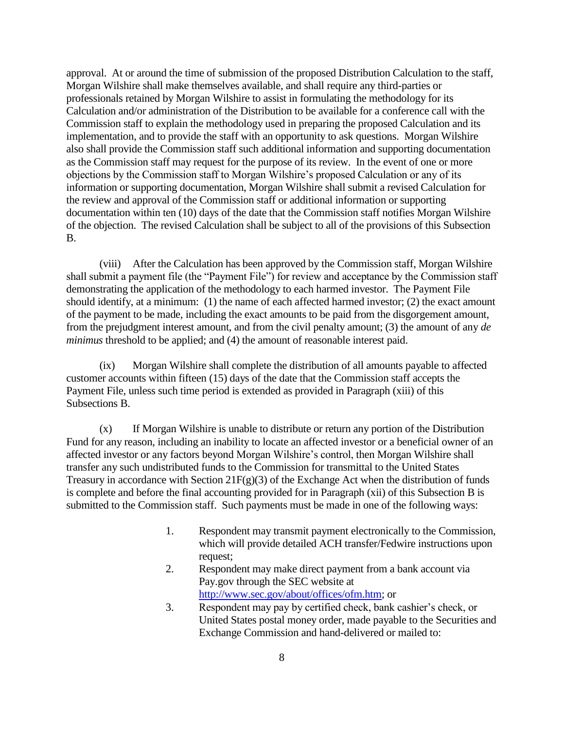approval. At or around the time of submission of the proposed Distribution Calculation to the staff, Morgan Wilshire shall make themselves available, and shall require any third-parties or professionals retained by Morgan Wilshire to assist in formulating the methodology for its Calculation and/or administration of the Distribution to be available for a conference call with the Commission staff to explain the methodology used in preparing the proposed Calculation and its implementation, and to provide the staff with an opportunity to ask questions. Morgan Wilshire also shall provide the Commission staff such additional information and supporting documentation as the Commission staff may request for the purpose of its review. In the event of one or more objections by the Commission staff to Morgan Wilshire's proposed Calculation or any of its information or supporting documentation, Morgan Wilshire shall submit a revised Calculation for the review and approval of the Commission staff or additional information or supporting documentation within ten (10) days of the date that the Commission staff notifies Morgan Wilshire of the objection. The revised Calculation shall be subject to all of the provisions of this Subsection B.

(viii) After the Calculation has been approved by the Commission staff, Morgan Wilshire shall submit a payment file (the "Payment File") for review and acceptance by the Commission staff demonstrating the application of the methodology to each harmed investor. The Payment File should identify, at a minimum: (1) the name of each affected harmed investor; (2) the exact amount of the payment to be made, including the exact amounts to be paid from the disgorgement amount, from the prejudgment interest amount, and from the civil penalty amount; (3) the amount of any *de minimus* threshold to be applied; and (4) the amount of reasonable interest paid.

(ix) Morgan Wilshire shall complete the distribution of all amounts payable to affected customer accounts within fifteen (15) days of the date that the Commission staff accepts the Payment File, unless such time period is extended as provided in Paragraph (xiii) of this Subsections B.

(x) If Morgan Wilshire is unable to distribute or return any portion of the Distribution Fund for any reason, including an inability to locate an affected investor or a beneficial owner of an affected investor or any factors beyond Morgan Wilshire's control, then Morgan Wilshire shall transfer any such undistributed funds to the Commission for transmittal to the United States Treasury in accordance with Section 21F(g)(3) of the Exchange Act when the distribution of funds is complete and before the final accounting provided for in Paragraph (xii) of this Subsection B is submitted to the Commission staff. Such payments must be made in one of the following ways:

1. Respondent may transmit payment electronically to the Commission, which will provide detailed ACH transfer/Fedwire instructions upon request;
2. Respondent may make direct payment from a bank account via Pay.gov through the SEC website at http://www.sec.gov/about/offices/ofm.htm; or
3. Respondent may pay by certified check, bank cashier's check, or United States postal money order, made payable to the Securities and Exchange Commission and hand-delivered or mailed to: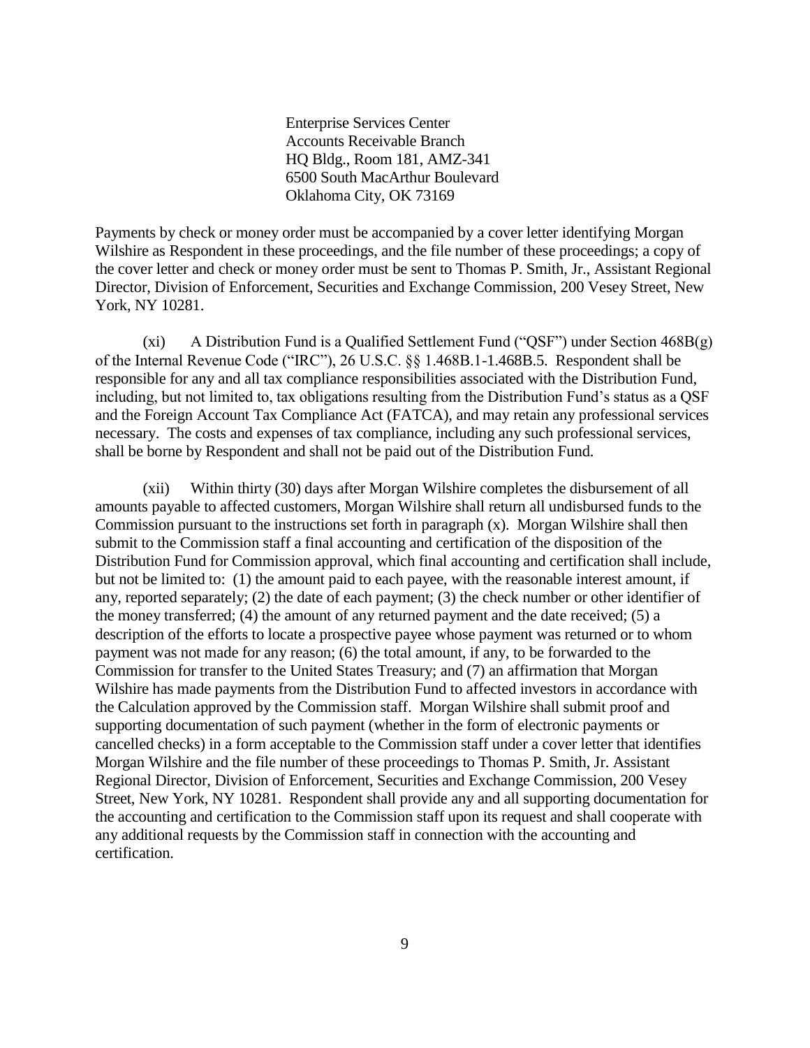Enterprise Services Center  
Accounts Receivable Branch  
HQ Bldg., Room 181, AMZ-341  
6500 South MacArthur Boulevard  
Oklahoma City, OK 73169

Payments by check or money order must be accompanied by a cover letter identifying Morgan Wilshire as Respondent in these proceedings, and the file number of these proceedings; a copy of the cover letter and check or money order must be sent to Thomas P. Smith, Jr., Assistant Regional Director, Division of Enforcement, Securities and Exchange Commission, 200 Vesey Street, New York, NY 10281.

(xi) A Distribution Fund is a Qualified Settlement Fund ("QSF") under Section 468B(g) of the Internal Revenue Code ("IRC"), 26 U.S.C. §§ 1.468B.1-1.468B.5. Respondent shall be responsible for any and all tax compliance responsibilities associated with the Distribution Fund, including, but not limited to, tax obligations resulting from the Distribution Fund's status as a QSF and the Foreign Account Tax Compliance Act (FATCA), and may retain any professional services necessary. The costs and expenses of tax compliance, including any such professional services, shall be borne by Respondent and shall not be paid out of the Distribution Fund.

(xii) Within thirty (30) days after Morgan Wilshire completes the disbursement of all amounts payable to affected customers, Morgan Wilshire shall return all undisbursed funds to the Commission pursuant to the instructions set forth in paragraph (x). Morgan Wilshire shall then submit to the Commission staff a final accounting and certification of the disposition of the Distribution Fund for Commission approval, which final accounting and certification shall include, but not be limited to: (1) the amount paid to each payee, with the reasonable interest amount, if any, reported separately; (2) the date of each payment; (3) the check number or other identifier of the money transferred; (4) the amount of any returned payment and the date received; (5) a description of the efforts to locate a prospective payee whose payment was returned or to whom payment was not made for any reason; (6) the total amount, if any, to be forwarded to the Commission for transfer to the United States Treasury; and (7) an affirmation that Morgan Wilshire has made payments from the Distribution Fund to affected investors in accordance with the Calculation approved by the Commission staff. Morgan Wilshire shall submit proof and supporting documentation of such payment (whether in the form of electronic payments or cancelled checks) in a form acceptable to the Commission staff under a cover letter that identifies Morgan Wilshire and the file number of these proceedings to Thomas P. Smith, Jr. Assistant Regional Director, Division of Enforcement, Securities and Exchange Commission, 200 Vesey Street, New York, NY 10281. Respondent shall provide any and all supporting documentation for the accounting and certification to the Commission staff upon its request and shall cooperate with any additional requests by the Commission staff in connection with the accounting and certification.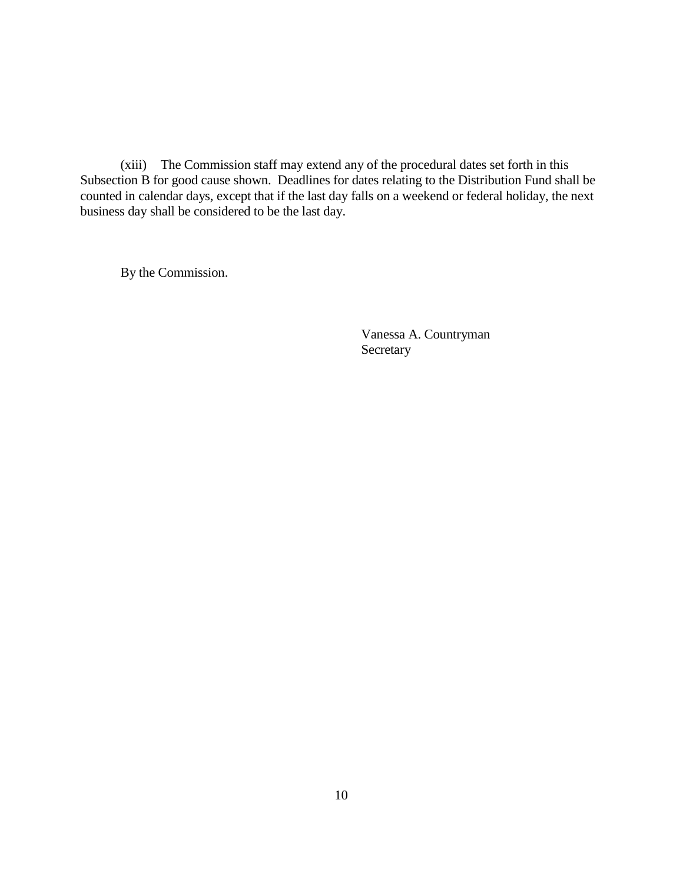(xiii) The Commission staff may extend any of the procedural dates set forth in this Subsection B for good cause shown. Deadlines for dates relating to the Distribution Fund shall be counted in calendar days, except that if the last day falls on a weekend or federal holiday, the next business day shall be considered to be the last day.

By the Commission.

Vanessa A. Countryman
Secretary